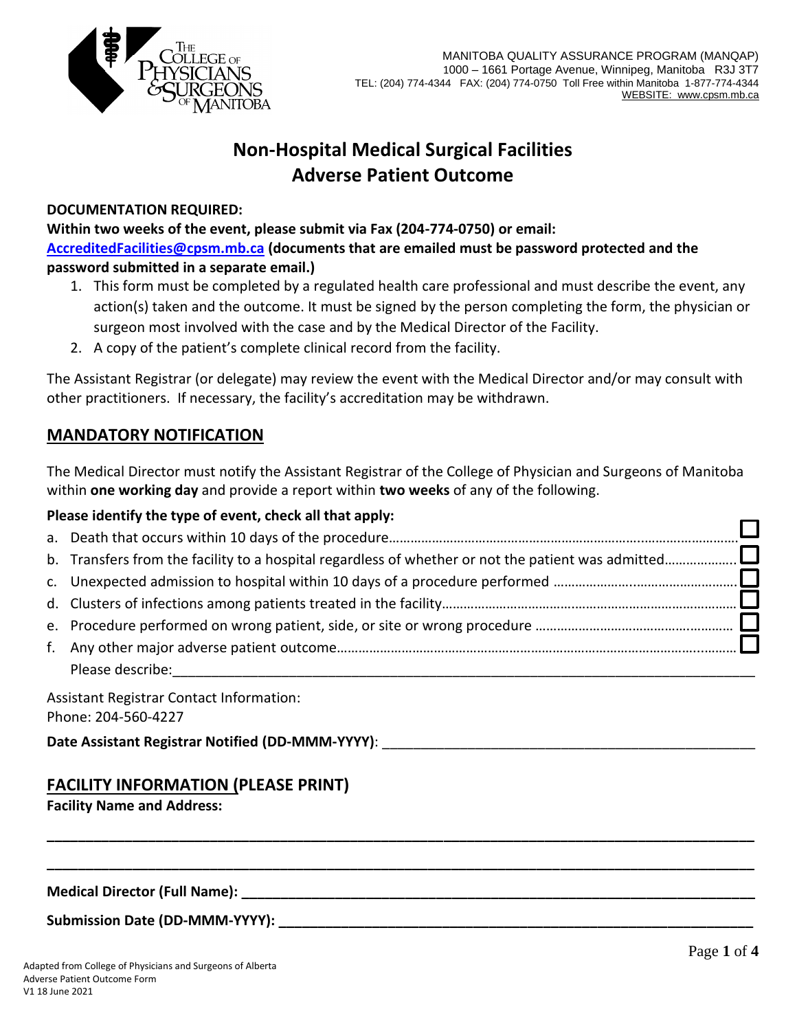MANITOBA QUALITY ASSURANCE PROGRAM (MANQAP)
1000 – 1661 Portage Avenue, Winnipeg, Manitoba R3J 3T7
TEL: (204) 774-4344 FAX: (204) 774-0750 Toll Free within Manitoba 1-877-774-4344
WEBSITE: www.cpsm.mb.ca

# Non-Hospital Medical Surgical Facilities
# Adverse Patient Outcome

**DOCUMENTATION REQUIRED:**

**Within two weeks of the event, please submit via Fax (204-774-0750) or email: AccreditedFacilities@cpsm.mb.ca (documents that are emailed must be password protected and the password submitted in a separate email.)**

1. This form must be completed by a regulated health care professional and must describe the event, any action(s) taken and the outcome. It must be signed by the person completing the form, the physician or surgeon most involved with the case and by the Medical Director of the Facility.
2. A copy of the patient's complete clinical record from the facility.

The Assistant Registrar (or delegate) may review the event with the Medical Director and/or may consult with other practitioners. If necessary, the facility's accreditation may be withdrawn.

## MANDATORY NOTIFICATION

The Medical Director must notify the Assistant Registrar of the College of Physician and Surgeons of Manitoba within **one working day** and provide a report within **two weeks** of any of the following.

**Please identify the type of event, check all that apply:**

a. Death that occurs within 10 days of the procedure ☐
b. Transfers from the facility to a hospital regardless of whether or not the patient was admitted ☐
c. Unexpected admission to hospital within 10 days of a procedure performed ☐
d. Clusters of infections among patients treated in the facility ☐
e. Procedure performed on wrong patient, side, or site or wrong procedure ☐
f. Any other major adverse patient outcome ☐
   Please describe: ______________________________________________

Assistant Registrar Contact Information:
Phone: 204-560-4227

**Date Assistant Registrar Notified (DD-MMM-YYYY)**: ______________________________

## FACILITY INFORMATION (PLEASE PRINT)

**Facility Name and Address:**

______________________________________________

______________________________________________

**Medical Director (Full Name): ______________________________**

**Submission Date (DD-MMM-YYYY): ______________________________**

Adapted from College of Physicians and Surgeons of Alberta
Adverse Patient Outcome Form
V1 18 June 2021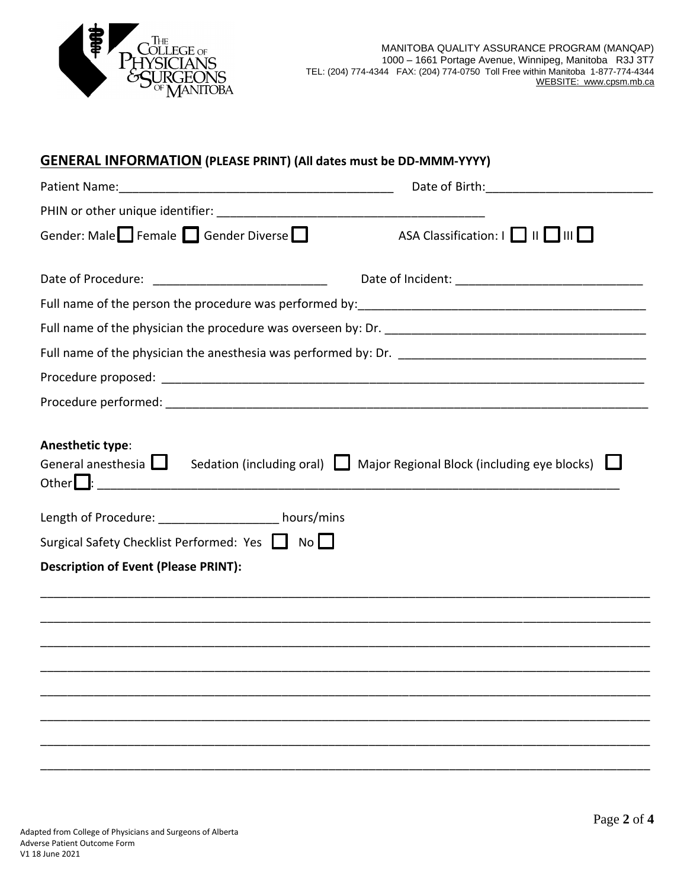MANITOBA QUALITY ASSURANCE PROGRAM (MANQAP)
1000 – 1661 Portage Avenue, Winnipeg, Manitoba R3J 3T7
TEL: (204) 774-4344 FAX: (204) 774-0750 Toll Free within Manitoba 1-877-774-4344
WEBSITE: www.cpsm.mb.ca

## GENERAL INFORMATION (PLEASE PRINT) (All dates must be DD-MMM-YYYY)

Patient Name:_________________________________________ Date of Birth:_________________________

PHIN or other unique identifier: ________________________________________

Gender: Male ☐ Female ☐ Gender Diverse ☐ ASA Classification: I ☐ II ☐ III ☐

Date of Procedure: __________________________ Date of Incident: ____________________________

Full name of the person the procedure was performed by:___________________________________________

Full name of the physician the procedure was overseen by: Dr. _______________________________________

Full name of the physician the anesthesia was performed by: Dr. _____________________________________

Procedure proposed: ____________________________________________________________________________

Procedure performed: ___________________________________________________________________________

**Anesthetic type**:
General anesthesia ☐ Sedation (including oral) ☐ Major Regional Block (including eye blocks) ☐
Other ☐: ______________________________________________________________________________

Length of Procedure: __________________ hours/mins

Surgical Safety Checklist Performed: Yes ☐ No ☐

**Description of Event (Please PRINT):**

______________________________________________________________________________________

______________________________________________________________________________________

______________________________________________________________________________________

______________________________________________________________________________________

______________________________________________________________________________________

______________________________________________________________________________________

______________________________________________________________________________________

______________________________________________________________________________________

Adapted from College of Physicians and Surgeons of Alberta
Adverse Patient Outcome Form
V1 18 June 2021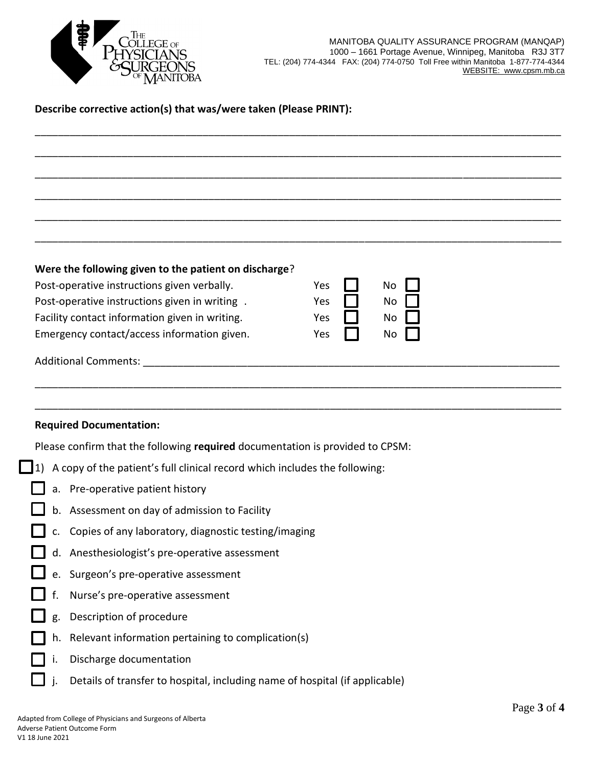MANITOBA QUALITY ASSURANCE PROGRAM (MANQAP)
1000 – 1661 Portage Avenue, Winnipeg, Manitoba R3J 3T7
TEL: (204) 774-4344 FAX: (204) 774-0750 Toll Free within Manitoba 1-877-774-4344
WEBSITE: www.cpsm.mb.ca

**Describe corrective action(s) that was/were taken (Please PRINT):**

______________________________________________________________________________

______________________________________________________________________________

______________________________________________________________________________

______________________________________________________________________________

______________________________________________________________________________

______________________________________________________________________________

**Were the following given to the patient on discharge**?

| | | |
|---|---|---|
| Post-operative instructions given verbally. | Yes ☐ | No ☐ |
| Post-operative instructions given in writing . | Yes ☐ | No ☐ |
| Facility contact information given in writing. | Yes ☐ | No ☐ |
| Emergency contact/access information given. | Yes ☐ | No ☐ |

Additional Comments: ________________________________________________________________

______________________________________________________________________________

______________________________________________________________________________

**Required Documentation:**

Please confirm that the following **required** documentation is provided to CPSM:

☐ 1) A copy of the patient's full clinical record which includes the following:

- ☐ a. Pre-operative patient history
- ☐ b. Assessment on day of admission to Facility
- ☐ c. Copies of any laboratory, diagnostic testing/imaging
- ☐ d. Anesthesiologist's pre-operative assessment
- ☐ e. Surgeon's pre-operative assessment
- ☐ f. Nurse's pre-operative assessment
- ☐ g. Description of procedure
- ☐ h. Relevant information pertaining to complication(s)
- ☐ i. Discharge documentation
- ☐ j. Details of transfer to hospital, including name of hospital (if applicable)

Adapted from College of Physicians and Surgeons of Alberta
Adverse Patient Outcome Form
V1 18 June 2021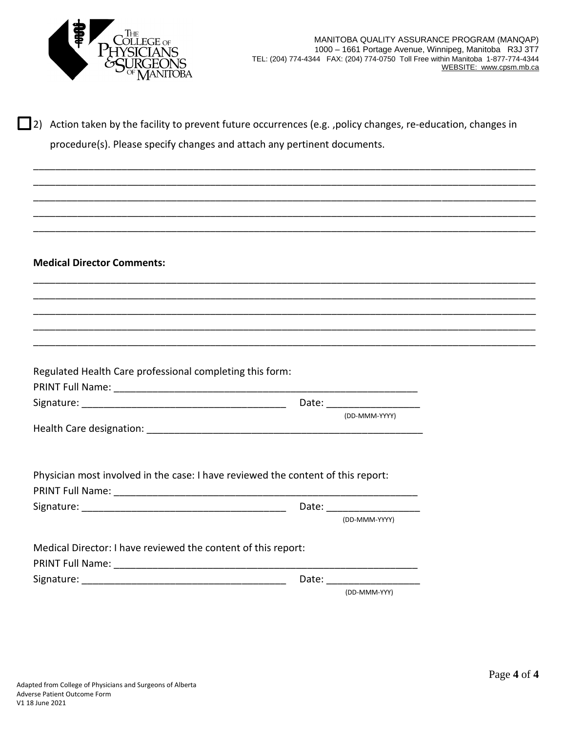MANITOBA QUALITY ASSURANCE PROGRAM (MANQAP)
1000 – 1661 Portage Avenue, Winnipeg, Manitoba R3J 3T7
TEL: (204) 774-4344 FAX: (204) 774-0750 Toll Free within Manitoba 1-877-774-4344
WEBSITE: www.cpsm.mb.ca

☐ 2) Action taken by the facility to prevent future occurrences (e.g. ,policy changes, re-education, changes in procedure(s). Please specify changes and attach any pertinent documents.

_______________________________________________________________________________________
_______________________________________________________________________________________
_______________________________________________________________________________________
_______________________________________________________________________________________
_______________________________________________________________________________________

**Medical Director Comments:**

_______________________________________________________________________________________
_______________________________________________________________________________________
_______________________________________________________________________________________
_______________________________________________________________________________________
_______________________________________________________________________________________

Regulated Health Care professional completing this form:

PRINT Full Name: _______________________________________________

Signature: ___________________________________ Date: ________________
(DD-MMM-YYYY)

Health Care designation: ___________________________________________

Physician most involved in the case: I have reviewed the content of this report:

PRINT Full Name: _______________________________________________

Signature: ___________________________________ Date: ________________
(DD-MMM-YYYY)

Medical Director: I have reviewed the content of this report:

PRINT Full Name: _______________________________________________

Signature: ___________________________________ Date: ________________
(DD-MMM-YYY)

Adapted from College of Physicians and Surgeons of Alberta
Adverse Patient Outcome Form
V1 18 June 2021